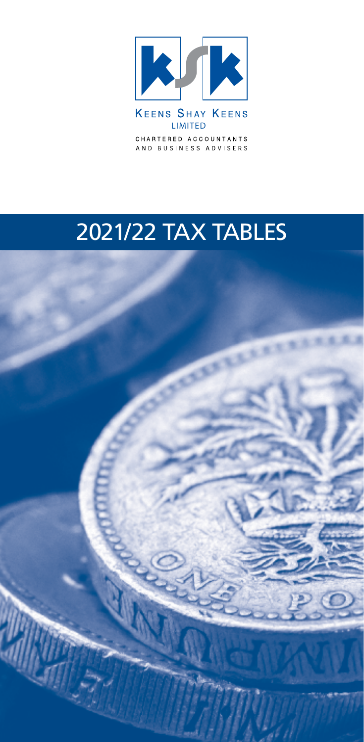KEENS SHAY KEENS

LIMITED

CHARTERED ACCOUNTANTS AND BUSINESS ADVISERS

# 2021/22 TAX TABLES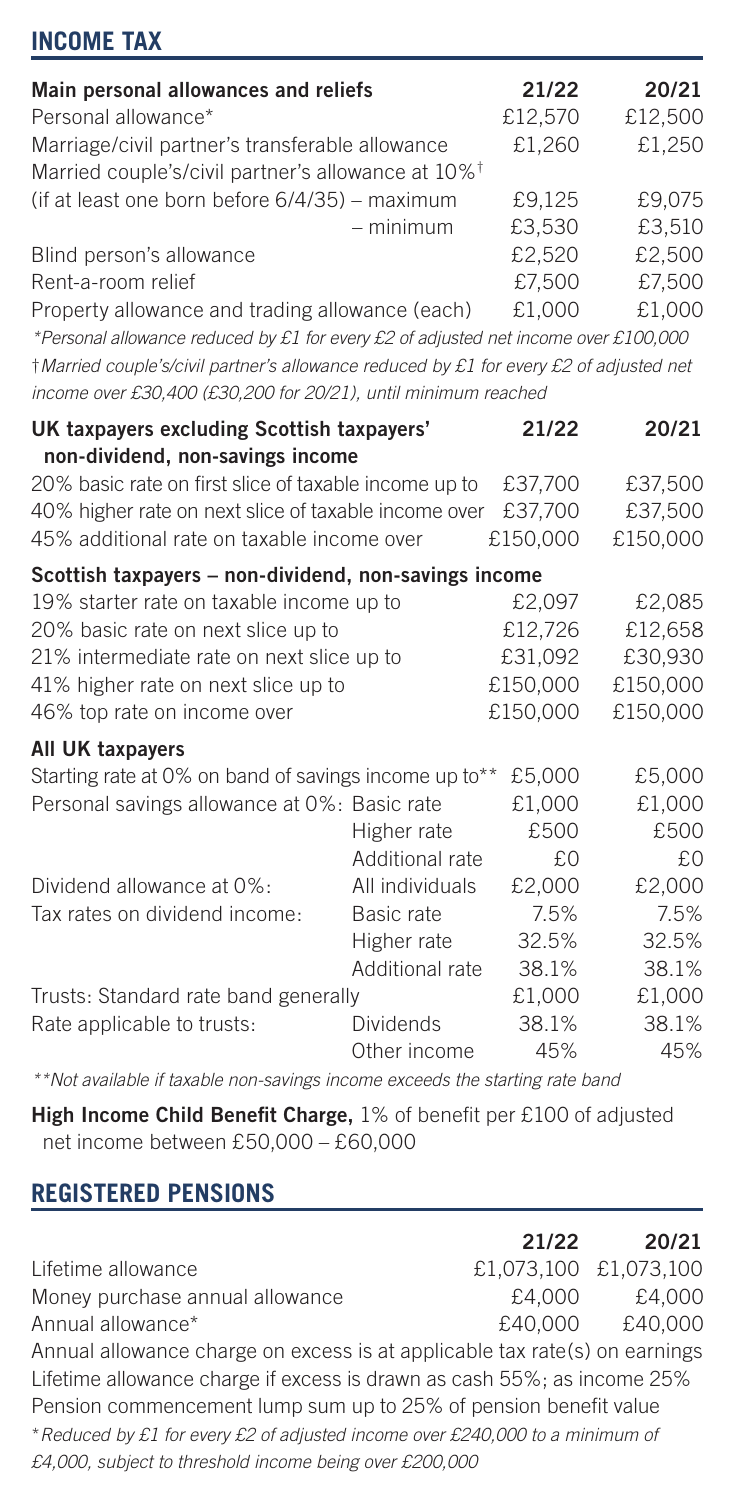## INCOME TAX

| Main personal allowances and reliefs | | 21/22 | 20/21 |
|---|---|---|---|
| Personal allowance* | | £12,570 | £12,500 |
| Marriage/civil partner's transferable allowance | | £1,260 | £1,250 |
| Married couple's/civil partner's allowance at 10%† | | | |
| (if at least one born before 6/4/35) – maximum | | £9,125 | £9,075 |
| | – minimum | £3,530 | £3,510 |
| Blind person's allowance | | £2,520 | £2,500 |
| Rent-a-room relief | | £7,500 | £7,500 |
| Property allowance and trading allowance (each) | | £1,000 | £1,000 |

*Personal allowance reduced by £1 for every £2 of adjusted net income over £100,000*

†*Married couple's/civil partner's allowance reduced by £1 for every £2 of adjusted net income over £30,400 (£30,200 for 20/21), until minimum reached*

| UK taxpayers excluding Scottish taxpayers' non-dividend, non-savings income | 21/22 | 20/21 |
|---|---|---|
| 20% basic rate on first slice of taxable income up to | £37,700 | £37,500 |
| 40% higher rate on next slice of taxable income over | £37,700 | £37,500 |
| 45% additional rate on taxable income over | £150,000 | £150,000 |
| **Scottish taxpayers – non-dividend, non-savings income** | | |
| 19% starter rate on taxable income up to | £2,097 | £2,085 |
| 20% basic rate on next slice up to | £12,726 | £12,658 |
| 21% intermediate rate on next slice up to | £31,092 | £30,930 |
| 41% higher rate on next slice up to | £150,000 | £150,000 |
| 46% top rate on income over | £150,000 | £150,000 |

| All UK taxpayers | | | |
|---|---|---|---|
| Starting rate at 0% on band of savings income up to** | | £5,000 | £5,000 |
| Personal savings allowance at 0%: | Basic rate | £1,000 | £1,000 |
| | Higher rate | £500 | £500 |
| | Additional rate | £0 | £0 |
| Dividend allowance at 0%: | All individuals | £2,000 | £2,000 |
| Tax rates on dividend income: | Basic rate | 7.5% | 7.5% |
| | Higher rate | 32.5% | 32.5% |
| | Additional rate | 38.1% | 38.1% |
| Trusts: Standard rate band generally | | £1,000 | £1,000 |
| Rate applicable to trusts: | Dividends | 38.1% | 38.1% |
| | Other income | 45% | 45% |

***Not available if taxable non-savings income exceeds the starting rate band*

**High Income Child Benefit Charge,** 1% of benefit per £100 of adjusted net income between £50,000 – £60,000

## REGISTERED PENSIONS

| | 21/22 | 20/21 |
|---|---|---|
| Lifetime allowance | £1,073,100 | £1,073,100 |
| Money purchase annual allowance | £4,000 | £4,000 |
| Annual allowance* | £40,000 | £40,000 |

Annual allowance charge on excess is at applicable tax rate(s) on earnings

Lifetime allowance charge if excess is drawn as cash 55%; as income 25%

Pension commencement lump sum up to 25% of pension benefit value

**Reduced by £1 for every £2 of adjusted income over £240,000 to a minimum of £4,000, subject to threshold income being over £200,000*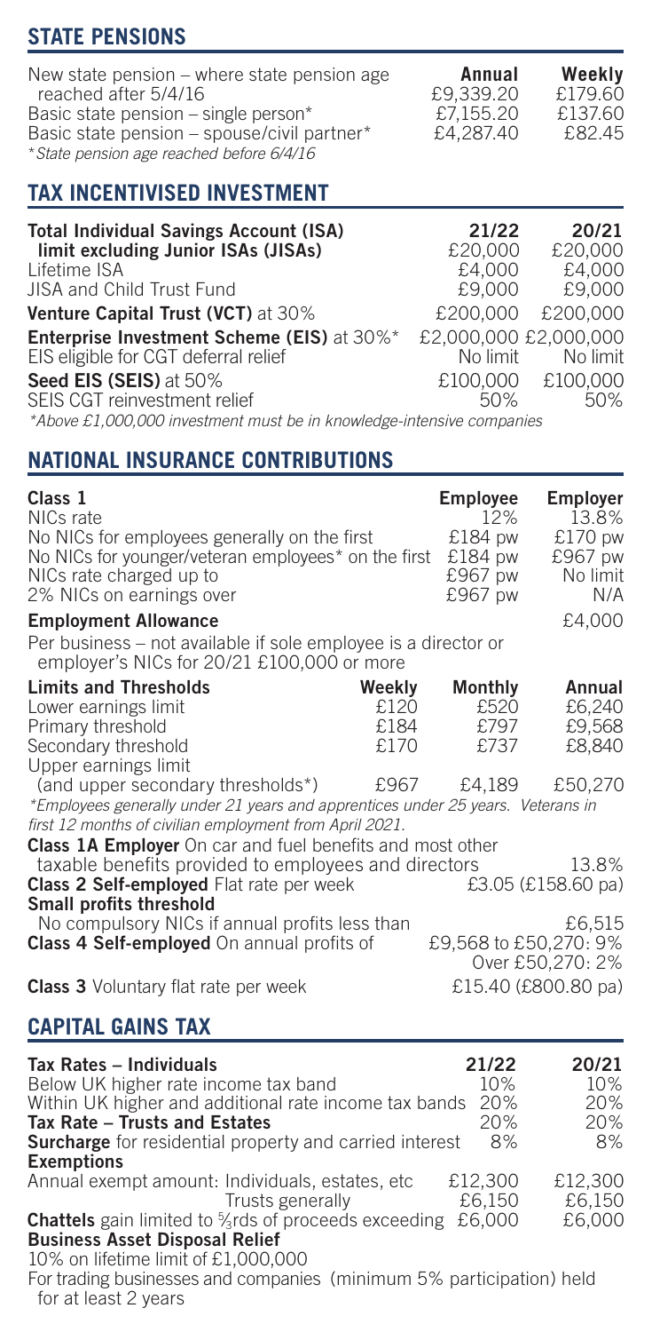## STATE PENSIONS

| | Annual | Weekly |
|---|---|---|
| New state pension – where state pension age reached after 5/4/16 | £9,339.20 | £179.60 |
| Basic state pension – single person* | £7,155.20 | £137.60 |
| Basic state pension – spouse/civil partner* | £4,287.40 | £82.45 |

*State pension age reached before 6/4/16*

## TAX INCENTIVISED INVESTMENT

| | 21/22 | 20/21 |
|---|---|---|
| **Total Individual Savings Account (ISA) limit excluding Junior ISAs (JISAs)** | £20,000 | £20,000 |
| Lifetime ISA | £4,000 | £4,000 |
| JISA and Child Trust Fund | £9,000 | £9,000 |
| **Venture Capital Trust (VCT)** at 30% | £200,000 | £200,000 |
| **Enterprise Investment Scheme (EIS)** at 30%* | £2,000,000 | £2,000,000 |
| EIS eligible for CGT deferral relief | No limit | No limit |
| **Seed EIS (SEIS)** at 50% | £100,000 | £100,000 |
| SEIS CGT reinvestment relief | 50% | 50% |

*Above £1,000,000 investment must be in knowledge-intensive companies*

## NATIONAL INSURANCE CONTRIBUTIONS

| Class 1 | Employee | Employer |
|---|---|---|
| NICs rate | 12% | 13.8% |
| No NICs for employees generally on the first | £184 pw | £170 pw |
| No NICs for younger/veteran employees* on the first | £184 pw | £967 pw |
| NICs rate charged up to | £967 pw | No limit |
| 2% NICs on earnings over | £967 pw | N/A |

**Employment Allowance** £4,000

Per business – not available if sole employee is a director or employer's NICs for 20/21 £100,000 or more

| Limits and Thresholds | Weekly | Monthly | Annual |
|---|---|---|---|
| Lower earnings limit | £120 | £520 | £6,240 |
| Primary threshold | £184 | £797 | £9,568 |
| Secondary threshold | £170 | £737 | £8,840 |
| Upper earnings limit (and upper secondary thresholds*) | £967 | £4,189 | £50,270 |

*Employees generally under 21 years and apprentices under 25 years. Veterans in first 12 months of civilian employment from April 2021.*

**Class 1A Employer** On car and fuel benefits and most other taxable benefits provided to employees and directors: 13.8%

**Class 2 Self-employed** Flat rate per week: £3.05 (£158.60 pa)

**Small profits threshold**
No compulsory NICs if annual profits less than: £6,515

**Class 4 Self-employed** On annual profits of: £9,568 to £50,270: 9%; Over £50,270: 2%

**Class 3** Voluntary flat rate per week: £15.40 (£800.80 pa)

## CAPITAL GAINS TAX

| Tax Rates – Individuals | 21/22 | 20/21 |
|---|---|---|
| Below UK higher rate income tax band | 10% | 10% |
| Within UK higher and additional rate income tax bands | 20% | 20% |
| **Tax Rate – Trusts and Estates** | 20% | 20% |
| **Surcharge** for residential property and carried interest | 8% | 8% |
| **Exemptions** | | |
| Annual exempt amount: Individuals, estates, etc | £12,300 | £12,300 |
| Trusts generally | £6,150 | £6,150 |
| **Chattels** gain limited to 5/3rds of proceeds exceeding | £6,000 | £6,000 |

**Business Asset Disposal Relief**

10% on lifetime limit of £1,000,000

For trading businesses and companies (minimum 5% participation) held for at least 2 years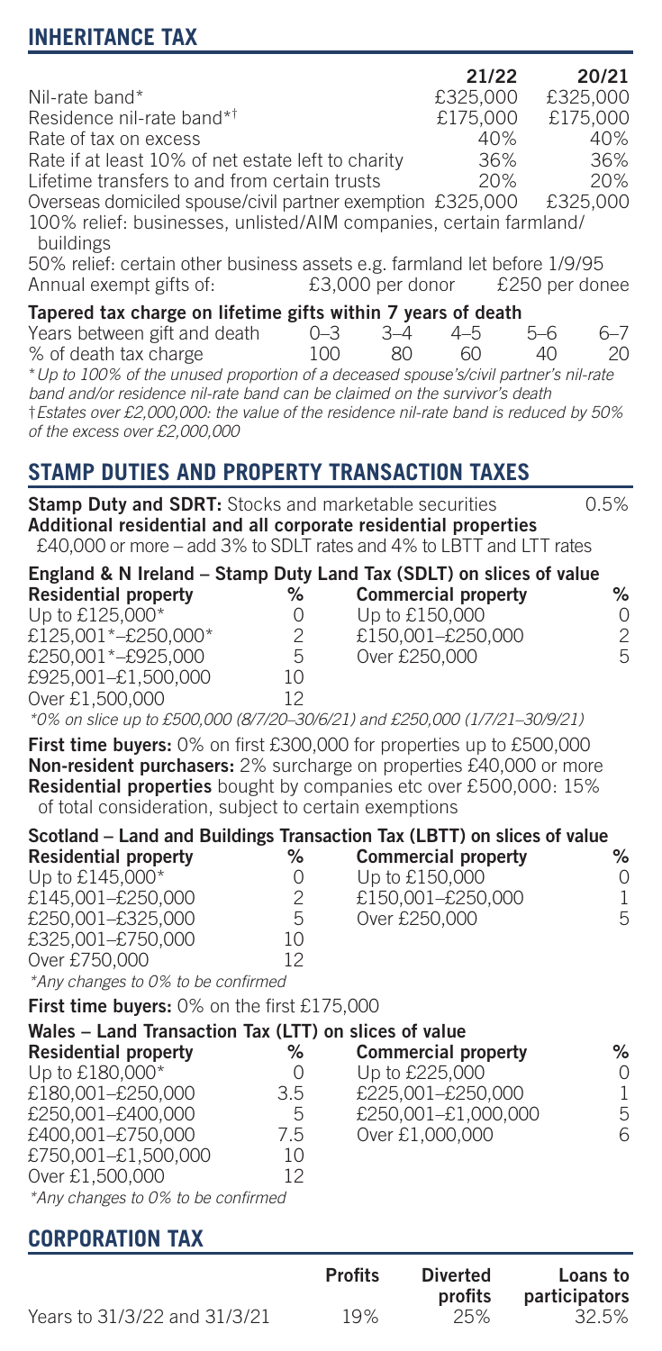## INHERITANCE TAX

| | 21/22 | 20/21 |
|---|---|---|
| Nil-rate band* | £325,000 | £325,000 |
| Residence nil-rate band*† | £175,000 | £175,000 |
| Rate of tax on excess | 40% | 40% |
| Rate if at least 10% of net estate left to charity | 36% | 36% |
| Lifetime transfers to and from certain trusts | 20% | 20% |
| Overseas domiciled spouse/civil partner exemption | £325,000 | £325,000 |

100% relief: businesses, unlisted/AIM companies, certain farmland/buildings

50% relief: certain other business assets e.g. farmland let before 1/9/95

Annual exempt gifts of: £3,000 per donor £250 per donee

**Tapered tax charge on lifetime gifts within 7 years of death**

| Years between gift and death | 0–3 | 3–4 | 4–5 | 5–6 | 6–7 |
|---|---|---|---|---|---|
| % of death tax charge | 100 | 80 | 60 | 40 | 20 |

*\*Up to 100% of the unused proportion of a deceased spouse's/civil partner's nil-rate band and/or residence nil-rate band can be claimed on the survivor's death*

*†Estates over £2,000,000: the value of the residence nil-rate band is reduced by 50% of the excess over £2,000,000*

## STAMP DUTIES AND PROPERTY TRANSACTION TAXES

**Stamp Duty and SDRT:** Stocks and marketable securities 0.5%

**Additional residential and all corporate residential properties**
£40,000 or more – add 3% to SDLT rates and 4% to LBTT and LTT rates

**England & N Ireland – Stamp Duty Land Tax (SDLT) on slices of value**

| Residential property | % | Commercial property | % |
|---|---|---|---|
| Up to £125,000* | 0 | Up to £150,000 | 0 |
| £125,001*–£250,000* | 2 | £150,001–£250,000 | 2 |
| £250,001*–£925,000 | 5 | Over £250,000 | 5 |
| £925,001–£1,500,000 | 10 | | |
| Over £1,500,000 | 12 | | |

*\*0% on slice up to £500,000 (8/7/20–30/6/21) and £250,000 (1/7/21–30/9/21)*

**First time buyers:** 0% on first £300,000 for properties up to £500,000
**Non-resident purchasers:** 2% surcharge on properties £40,000 or more
**Residential properties** bought by companies etc over £500,000: 15% of total consideration, subject to certain exemptions

**Scotland – Land and Buildings Transaction Tax (LBTT) on slices of value**

| Residential property | % | Commercial property | % |
|---|---|---|---|
| Up to £145,000* | 0 | Up to £150,000 | 0 |
| £145,001–£250,000 | 2 | £150,001–£250,000 | 1 |
| £250,001–£325,000 | 5 | Over £250,000 | 5 |
| £325,001–£750,000 | 10 | | |
| Over £750,000 | 12 | | |

*\*Any changes to 0% to be confirmed*

**First time buyers:** 0% on the first £175,000

**Wales – Land Transaction Tax (LTT) on slices of value**

| Residential property | % | Commercial property | % |
|---|---|---|---|
| Up to £180,000* | 0 | Up to £225,000 | 0 |
| £180,001–£250,000 | 3.5 | £225,001–£250,000 | 1 |
| £250,001–£400,000 | 5 | £250,001–£1,000,000 | 5 |
| £400,001–£750,000 | 7.5 | Over £1,000,000 | 6 |
| £750,001–£1,500,000 | 10 | | |
| Over £1,500,000 | 12 | | |

*\*Any changes to 0% to be confirmed*

## CORPORATION TAX

| | Profits | Diverted profits | Loans to participators |
|---|---|---|---|
| Years to 31/3/22 and 31/3/21 | 19% | 25% | 32.5% |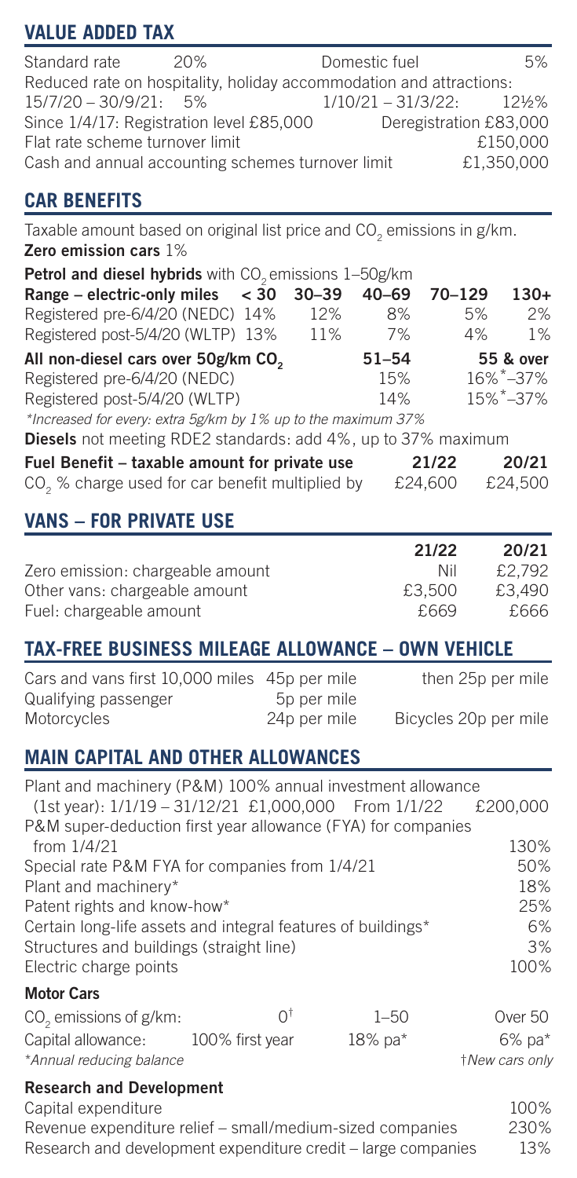## VALUE ADDED TAX

| | | | |
|---|---|---|---|
| Standard rate | 20% | Domestic fuel | 5% |

Reduced rate on hospitality, holiday accommodation and attractions:

| | | | |
|---|---|---|---|
| 15/7/20 – 30/9/21: | 5% | 1/10/21 – 31/3/22: | 12½% |
| Since 1/4/17: Registration level £85,000 | | Deregistration £83,000 | |
| Flat rate scheme turnover limit | | | £150,000 |
| Cash and annual accounting schemes turnover limit | | | £1,350,000 |

## CAR BENEFITS

Taxable amount based on original list price and $CO_2$ emissions in g/km.

**Zero emission cars** 1%

**Petrol and diesel hybrids** with $CO_2$ emissions 1–50g/km

| **Range – electric-only miles** | **< 30** | **30–39** | **40–69** | **70–129** | **130+** |
|---|---|---|---|---|---|
| Registered pre-6/4/20 (NEDC) | 14% | 12% | 8% | 5% | 2% |
| Registered post-5/4/20 (WLTP) | 13% | 11% | 7% | 4% | 1% |

| **All non-diesel cars over 50g/km $CO_2$** | **51–54** | **55 & over** |
|---|---|---|
| Registered pre-6/4/20 (NEDC) | 15% | 16%*–37% |
| Registered post-5/4/20 (WLTP) | 14% | 15%*–37% |

*\*Increased for every: extra 5g/km by 1% up to the maximum 37%*

**Diesels** not meeting RDE2 standards: add 4%, up to 37% maximum

| **Fuel Benefit – taxable amount for private use** | **21/22** | **20/21** |
|---|---|---|
| $CO_2$ % charge used for car benefit multiplied by | £24,600 | £24,500 |

## VANS – FOR PRIVATE USE

| | **21/22** | **20/21** |
|---|---|---|
| Zero emission: chargeable amount | Nil | £2,792 |
| Other vans: chargeable amount | £3,500 | £3,490 |
| Fuel: chargeable amount | £669 | £666 |

## TAX-FREE BUSINESS MILEAGE ALLOWANCE – OWN VEHICLE

| | | |
|---|---|---|
| Cars and vans first 10,000 miles | 45p per mile | then 25p per mile |
| Qualifying passenger | 5p per mile | |
| Motorcycles | 24p per mile | Bicycles 20p per mile |

## MAIN CAPITAL AND OTHER ALLOWANCES

| | |
|---|---|
| Plant and machinery (P&M) 100% annual investment allowance (1st year): 1/1/19 – 31/12/21 £1,000,000 From 1/1/22 | £200,000 |
| P&M super-deduction first year allowance (FYA) for companies from 1/4/21 | 130% |
| Special rate P&M FYA for companies from 1/4/21 | 50% |
| Plant and machinery* | 18% |
| Patent rights and know-how* | 25% |
| Certain long-life assets and integral features of buildings* | 6% |
| Structures and buildings (straight line) | 3% |
| Electric charge points | 100% |

**Motor Cars**

| $CO_2$ emissions of g/km: | 0† | 1–50 | Over 50 |
|---|---|---|---|
| Capital allowance: | 100% first year | 18% pa* | 6% pa* |

*\*Annual reducing balance* *†New cars only*

**Research and Development**

| | |
|---|---|
| Capital expenditure | 100% |
| Revenue expenditure relief – small/medium-sized companies | 230% |
| Research and development expenditure credit – large companies | 13% |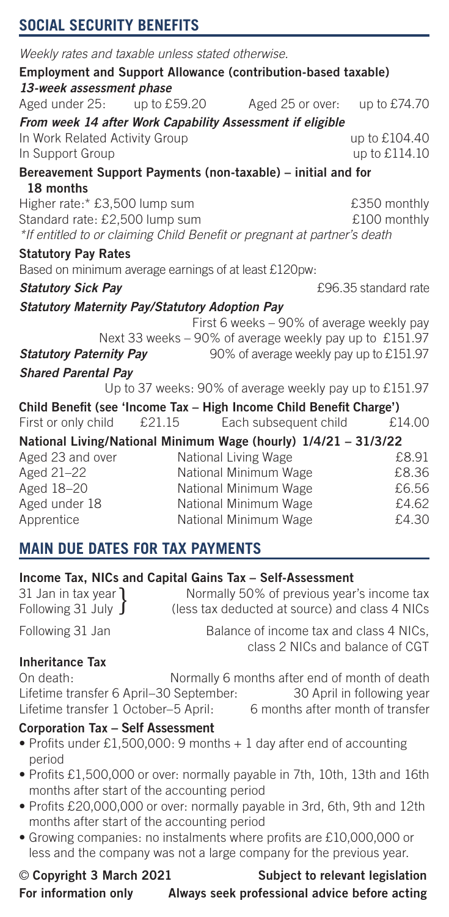## SOCIAL SECURITY BENEFITS

*Weekly rates and taxable unless stated otherwise.*

**Employment and Support Allowance (contribution-based taxable)**

***13-week assessment phase***

| | | | |
|---|---|---|---|
| Aged under 25: | up to £59.20 | Aged 25 or over: | up to £74.70 |

***From week 14 after Work Capability Assessment if eligible***

| | |
|---|---|
| In Work Related Activity Group | up to £104.40 |
| In Support Group | up to £114.10 |

**Bereavement Support Payments (non-taxable) – initial and for 18 months**

| | |
|---|---|
| Higher rate:* £3,500 lump sum | £350 monthly |
| Standard rate: £2,500 lump sum | £100 monthly |

*\*If entitled to or claiming Child Benefit or pregnant at partner's death*

**Statutory Pay Rates**

Based on minimum average earnings of at least £120pw:

***Statutory Sick Pay*** — £96.35 standard rate

***Statutory Maternity Pay/Statutory Adoption Pay***

First 6 weeks – 90% of average weekly pay

Next 33 weeks – 90% of average weekly pay up to £151.97

***Statutory Paternity Pay*** — 90% of average weekly pay up to £151.97

***Shared Parental Pay***

Up to 37 weeks: 90% of average weekly pay up to £151.97

**Child Benefit (see 'Income Tax – High Income Child Benefit Charge')**

| | | | |
|---|---|---|---|
| First or only child | £21.15 | Each subsequent child | £14.00 |

**National Living/National Minimum Wage (hourly) 1/4/21 – 31/3/22**

| | | |
|---|---|---|
| Aged 23 and over | National Living Wage | £8.91 |
| Aged 21–22 | National Minimum Wage | £8.36 |
| Aged 18–20 | National Minimum Wage | £6.56 |
| Aged under 18 | National Minimum Wage | £4.62 |
| Apprentice | National Minimum Wage | £4.30 |

## MAIN DUE DATES FOR TAX PAYMENTS

**Income Tax, NICs and Capital Gains Tax – Self-Assessment**

| | |
|---|---|
| 31 Jan in tax year / Following 31 July | Normally 50% of previous year's income tax (less tax deducted at source) and class 4 NICs |
| Following 31 Jan | Balance of income tax and class 4 NICs, class 2 NICs and balance of CGT |

**Inheritance Tax**

| | |
|---|---|
| On death: | Normally 6 months after end of month of death |
| Lifetime transfer 6 April–30 September: | 30 April in following year |
| Lifetime transfer 1 October–5 April: | 6 months after month of transfer |

**Corporation Tax – Self Assessment**

- Profits under £1,500,000: 9 months + 1 day after end of accounting period
- Profits £1,500,000 or over: normally payable in 7th, 10th, 13th and 16th months after start of the accounting period
- Profits £20,000,000 or over: normally payable in 3rd, 6th, 9th and 12th months after start of the accounting period
- Growing companies: no instalments where profits are £10,000,000 or less and the company was not a large company for the previous year.

**© Copyright 3 March 2021** — **Subject to relevant legislation**

**For information only** — **Always seek professional advice before acting**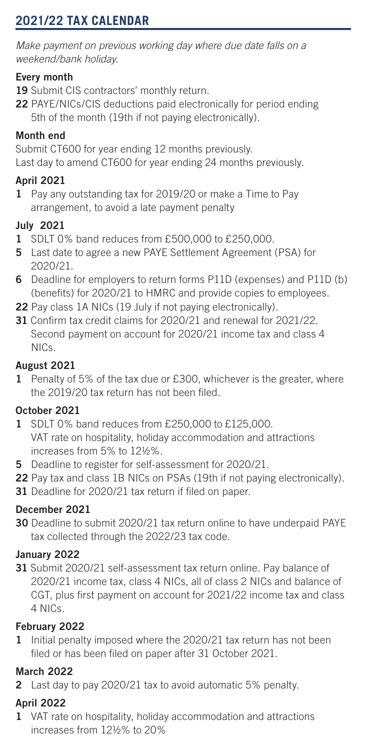## 2021/22 TAX CALENDAR

*Make payment on previous working day where due date falls on a weekend/bank holiday.*

### Every month

**19** Submit CIS contractors' monthly return.

**22** PAYE/NICs/CIS deductions paid electronically for period ending 5th of the month (19th if not paying electronically).

### Month end

Submit CT600 for year ending 12 months previously.
Last day to amend CT600 for year ending 24 months previously.

### April 2021

**1** Pay any outstanding tax for 2019/20 or make a Time to Pay arrangement, to avoid a late payment penalty

### July 2021

**1** SDLT 0% band reduces from £500,000 to £250,000.

**5** Last date to agree a new PAYE Settlement Agreement (PSA) for 2020/21.

**6** Deadline for employers to return forms P11D (expenses) and P11D (b) (benefits) for 2020/21 to HMRC and provide copies to employees.

**22** Pay class 1A NICs (19 July if not paying electronically).

**31** Confirm tax credit claims for 2020/21 and renewal for 2021/22. Second payment on account for 2020/21 income tax and class 4 NICs.

### August 2021

**1** Penalty of 5% of the tax due or £300, whichever is the greater, where the 2019/20 tax return has not been filed.

### October 2021

**1** SDLT 0% band reduces from £250,000 to £125,000. VAT rate on hospitality, holiday accommodation and attractions increases from 5% to 12½%.

**5** Deadline to register for self-assessment for 2020/21.

**22** Pay tax and class 1B NICs on PSAs (19th if not paying electronically).

**31** Deadline for 2020/21 tax return if filed on paper.

### December 2021

**30** Deadline to submit 2020/21 tax return online to have underpaid PAYE tax collected through the 2022/23 tax code.

### January 2022

**31** Submit 2020/21 self-assessment tax return online. Pay balance of 2020/21 income tax, class 4 NICs, all of class 2 NICs and balance of CGT, plus first payment on account for 2021/22 income tax and class 4 NICs.

### February 2022

**1** Initial penalty imposed where the 2020/21 tax return has not been filed or has been filed on paper after 31 October 2021.

### March 2022

**2** Last day to pay 2020/21 tax to avoid automatic 5% penalty.

### April 2022

**1** VAT rate on hospitality, holiday accommodation and attractions increases from 12½% to 20%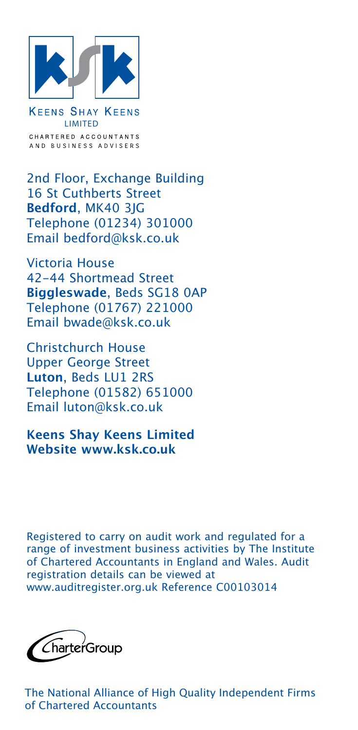KEENS SHAY KEENS
LIMITED
CHARTERED ACCOUNTANTS
AND BUSINESS ADVISERS

2nd Floor, Exchange Building
16 St Cuthberts Street
**Bedford**, MK40 3JG
Telephone (01234) 301000
Email bedford@ksk.co.uk

Victoria House
42-44 Shortmead Street
**Biggleswade**, Beds SG18 0AP
Telephone (01767) 221000
Email bwade@ksk.co.uk

Christchurch House
Upper George Street
**Luton**, Beds LU1 2RS
Telephone (01582) 651000
Email luton@ksk.co.uk

**Keens Shay Keens Limited**
**Website www.ksk.co.uk**

Registered to carry on audit work and regulated for a range of investment business activities by The Institute of Chartered Accountants in England and Wales. Audit registration details can be viewed at www.auditregister.org.uk Reference C00103014

CharterGroup

The National Alliance of High Quality Independent Firms of Chartered Accountants